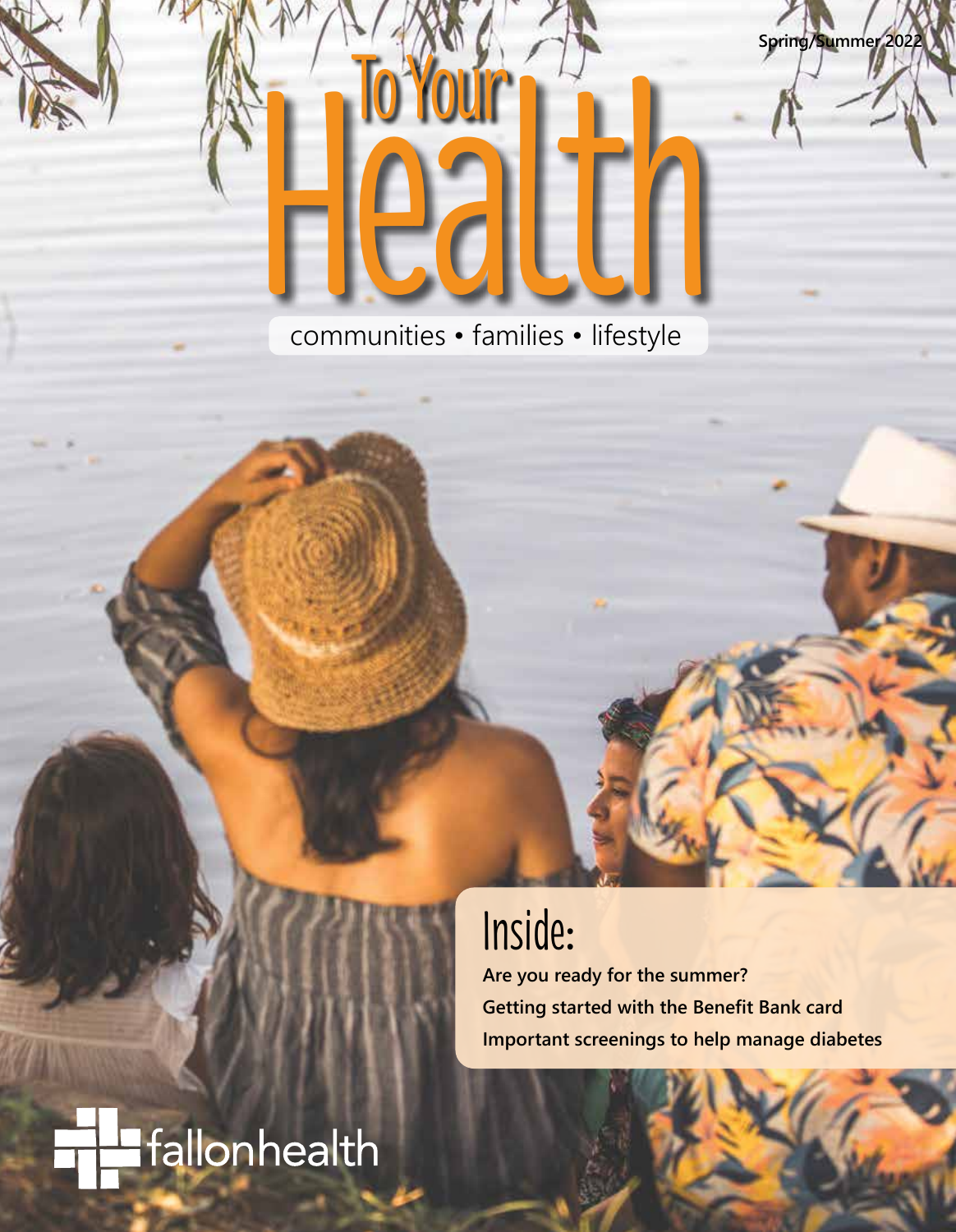Spring/Summer 2022

# To Your Health

communities • families • lifestyle

## Inside:

**Are you ready for the summer?**

**Getting started with the Benefit Bank card**

**Important screenings to help manage diabetes**

fallonhealth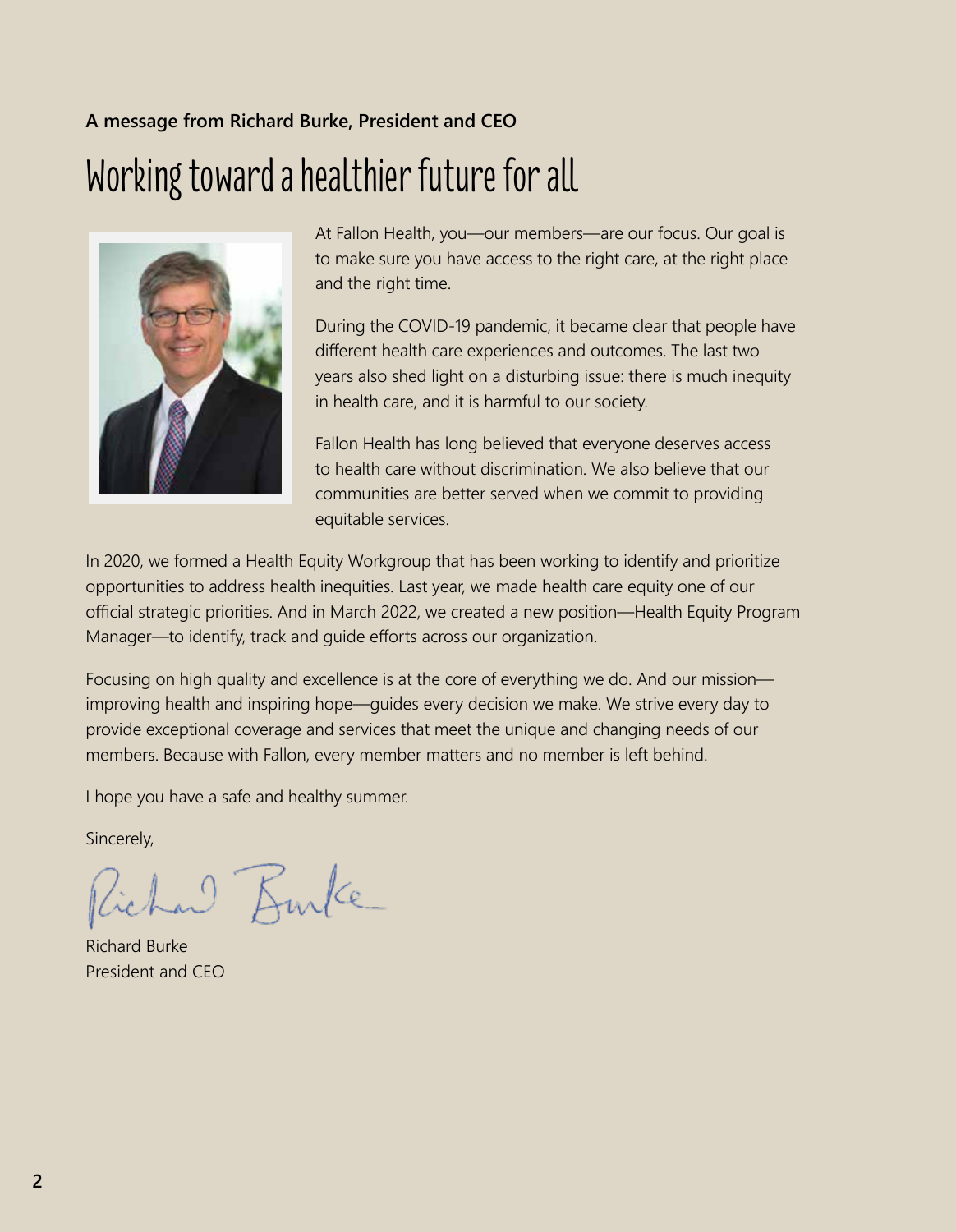**A message from Richard Burke, President and CEO**

# Working toward a healthier future for all

At Fallon Health, you—our members—are our focus. Our goal is to make sure you have access to the right care, at the right place and the right time.

During the COVID-19 pandemic, it became clear that people have different health care experiences and outcomes. The last two years also shed light on a disturbing issue: there is much inequity in health care, and it is harmful to our society.

Fallon Health has long believed that everyone deserves access to health care without discrimination. We also believe that our communities are better served when we commit to providing equitable services.

In 2020, we formed a Health Equity Workgroup that has been working to identify and prioritize opportunities to address health inequities. Last year, we made health care equity one of our official strategic priorities. And in March 2022, we created a new position—Health Equity Program Manager—to identify, track and guide efforts across our organization.

Focusing on high quality and excellence is at the core of everything we do. And our mission—improving health and inspiring hope—guides every decision we make. We strive every day to provide exceptional coverage and services that meet the unique and changing needs of our members. Because with Fallon, every member matters and no member is left behind.

I hope you have a safe and healthy summer.

Sincerely,

Richard Burke
President and CEO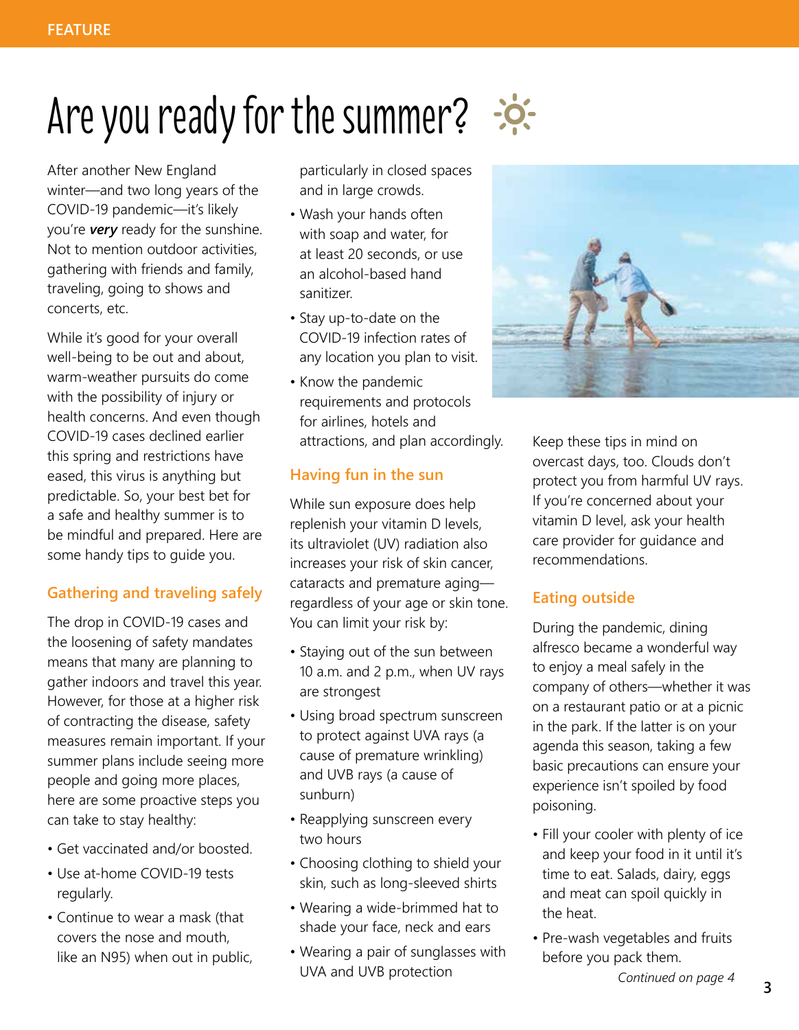FEATURE

# Are you ready for the summer?

After another New England winter—and two long years of the COVID-19 pandemic—it's likely you're ***very*** ready for the sunshine. Not to mention outdoor activities, gathering with friends and family, traveling, going to shows and concerts, etc.

While it's good for your overall well-being to be out and about, warm-weather pursuits do come with the possibility of injury or health concerns. And even though COVID-19 cases declined earlier this spring and restrictions have eased, this virus is anything but predictable. So, your best bet for a safe and healthy summer is to be mindful and prepared. Here are some handy tips to guide you.

## Gathering and traveling safely

The drop in COVID-19 cases and the loosening of safety mandates means that many are planning to gather indoors and travel this year. However, for those at a higher risk of contracting the disease, safety measures remain important. If your summer plans include seeing more people and going more places, here are some proactive steps you can take to stay healthy:

- Get vaccinated and/or boosted.
- Use at-home COVID-19 tests regularly.
- Continue to wear a mask (that covers the nose and mouth, like an N95) when out in public, particularly in closed spaces and in large crowds.
- Wash your hands often with soap and water, for at least 20 seconds, or use an alcohol-based hand sanitizer.
- Stay up-to-date on the COVID-19 infection rates of any location you plan to visit.
- Know the pandemic requirements and protocols for airlines, hotels and attractions, and plan accordingly.

## Having fun in the sun

While sun exposure does help replenish your vitamin D levels, its ultraviolet (UV) radiation also increases your risk of skin cancer, cataracts and premature aging—regardless of your age or skin tone. You can limit your risk by:

- Staying out of the sun between 10 a.m. and 2 p.m., when UV rays are strongest
- Using broad spectrum sunscreen to protect against UVA rays (a cause of premature wrinkling) and UVB rays (a cause of sunburn)
- Reapplying sunscreen every two hours
- Choosing clothing to shield your skin, such as long-sleeved shirts
- Wearing a wide-brimmed hat to shade your face, neck and ears
- Wearing a pair of sunglasses with UVA and UVB protection

Keep these tips in mind on overcast days, too. Clouds don't protect you from harmful UV rays. If you're concerned about your vitamin D level, ask your health care provider for guidance and recommendations.

## Eating outside

During the pandemic, dining alfresco became a wonderful way to enjoy a meal safely in the company of others—whether it was on a restaurant patio or at a picnic in the park. If the latter is on your agenda this season, taking a few basic precautions can ensure your experience isn't spoiled by food poisoning.

- Fill your cooler with plenty of ice and keep your food in it until it's time to eat. Salads, dairy, eggs and meat can spoil quickly in the heat.
- Pre-wash vegetables and fruits before you pack them.

*Continued on page 4*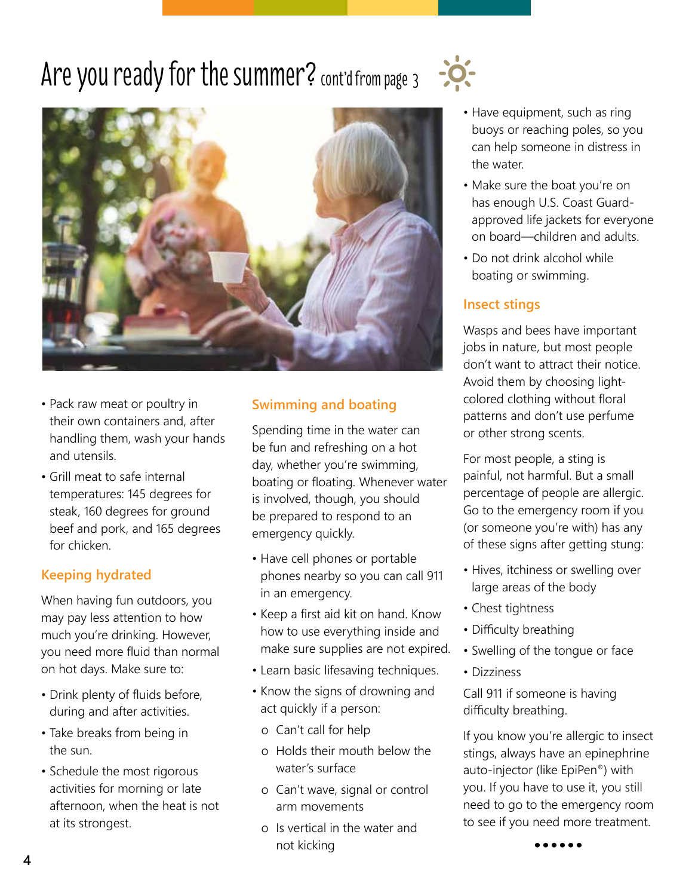# Are you ready for the summer? cont'd from page 3

- Pack raw meat or poultry in their own containers and, after handling them, wash your hands and utensils.
- Grill meat to safe internal temperatures: 145 degrees for steak, 160 degrees for ground beef and pork, and 165 degrees for chicken.

## Keeping hydrated

When having fun outdoors, you may pay less attention to how much you're drinking. However, you need more fluid than normal on hot days. Make sure to:

- Drink plenty of fluids before, during and after activities.
- Take breaks from being in the sun.
- Schedule the most rigorous activities for morning or late afternoon, when the heat is not at its strongest.

## Swimming and boating

Spending time in the water can be fun and refreshing on a hot day, whether you're swimming, boating or floating. Whenever water is involved, though, you should be prepared to respond to an emergency quickly.

- Have cell phones or portable phones nearby so you can call 911 in an emergency.
- Keep a first aid kit on hand. Know how to use everything inside and make sure supplies are not expired.
- Learn basic lifesaving techniques.
- Know the signs of drowning and act quickly if a person:
  - Can't call for help
  - Holds their mouth below the water's surface
  - Can't wave, signal or control arm movements
  - Is vertical in the water and not kicking
- Have equipment, such as ring buoys or reaching poles, so you can help someone in distress in the water.
- Make sure the boat you're on has enough U.S. Coast Guard-approved life jackets for everyone on board—children and adults.
- Do not drink alcohol while boating or swimming.

## Insect stings

Wasps and bees have important jobs in nature, but most people don't want to attract their notice. Avoid them by choosing light-colored clothing without floral patterns and don't use perfume or other strong scents.

For most people, a sting is painful, not harmful. But a small percentage of people are allergic. Go to the emergency room if you (or someone you're with) has any of these signs after getting stung:

- Hives, itchiness or swelling over large areas of the body
- Chest tightness
- Difficulty breathing
- Swelling of the tongue or face
- Dizziness

Call 911 if someone is having difficulty breathing.

If you know you're allergic to insect stings, always have an epinephrine auto-injector (like EpiPen®) with you. If you have to use it, you still need to go to the emergency room to see if you need more treatment.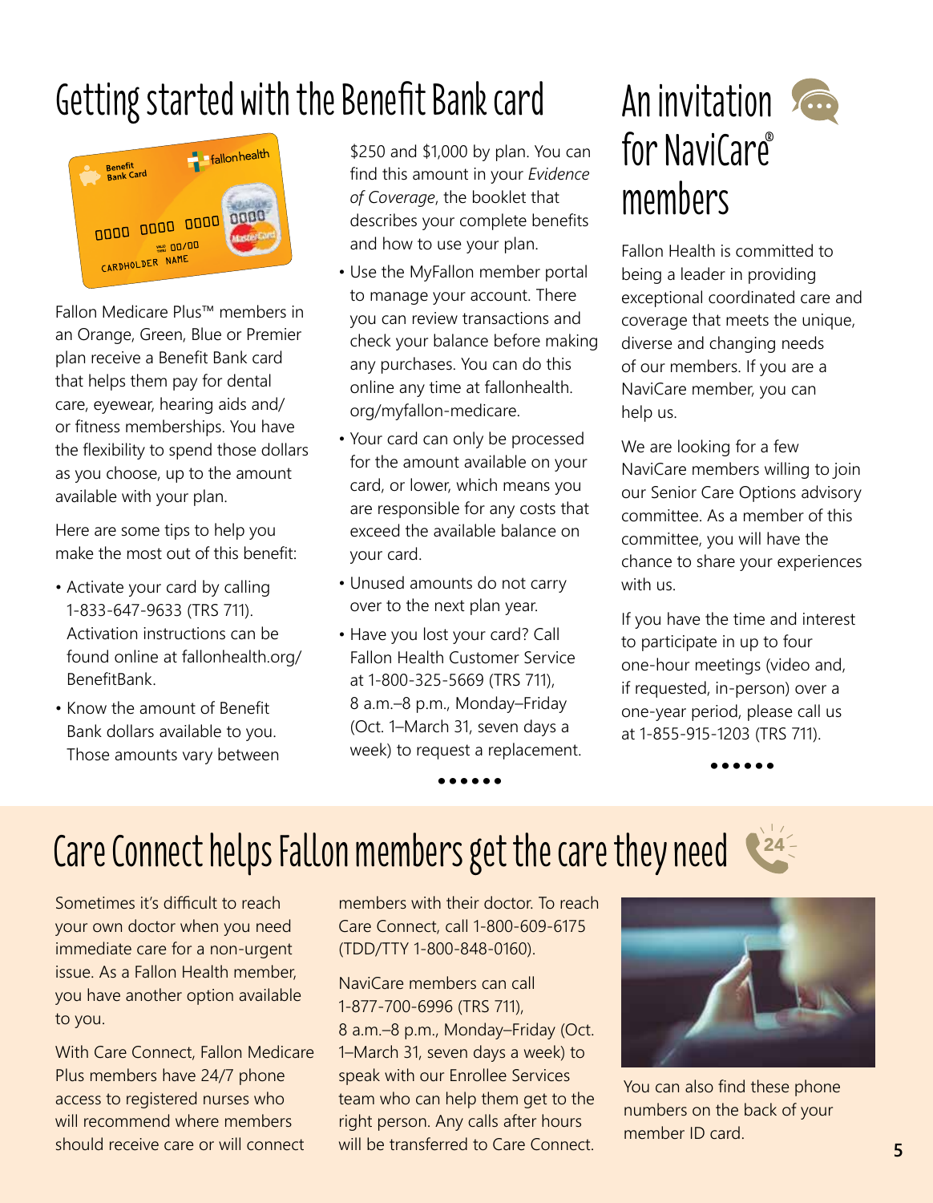# Getting started with the Benefit Bank card

Fallon Medicare Plus™ members in an Orange, Green, Blue or Premier plan receive a Benefit Bank card that helps them pay for dental care, eyewear, hearing aids and/or fitness memberships. You have the flexibility to spend those dollars as you choose, up to the amount available with your plan.

Here are some tips to help you make the most out of this benefit:

- Activate your card by calling 1-833-647-9633 (TRS 711). Activation instructions can be found online at fallonhealth.org/BenefitBank.
- Know the amount of Benefit Bank dollars available to you. Those amounts vary between $250 and $1,000 by plan. You can find this amount in your *Evidence of Coverage*, the booklet that describes your complete benefits and how to use your plan.
- Use the MyFallon member portal to manage your account. There you can review transactions and check your balance before making any purchases. You can do this online any time at fallonhealth.org/myfallon-medicare.
- Your card can only be processed for the amount available on your card, or lower, which means you are responsible for any costs that exceed the available balance on your card.
- Unused amounts do not carry over to the next plan year.
- Have you lost your card? Call Fallon Health Customer Service at 1-800-325-5669 (TRS 711), 8 a.m.–8 p.m., Monday–Friday (Oct. 1–March 31, seven days a week) to request a replacement.

# An invitation for NaviCare® members

Fallon Health is committed to being a leader in providing exceptional coordinated care and coverage that meets the unique, diverse and changing needs of our members. If you are a NaviCare member, you can help us.

We are looking for a few NaviCare members willing to join our Senior Care Options advisory committee. As a member of this committee, you will have the chance to share your experiences with us.

If you have the time and interest to participate in up to four one-hour meetings (video and, if requested, in-person) over a one-year period, please call us at 1-855-915-1203 (TRS 711).

# Care Connect helps Fallon members get the care they need

Sometimes it's difficult to reach your own doctor when you need immediate care for a non-urgent issue. As a Fallon Health member, you have another option available to you.

With Care Connect, Fallon Medicare Plus members have 24/7 phone access to registered nurses who will recommend where members should receive care or will connect members with their doctor. To reach Care Connect, call 1-800-609-6175 (TDD/TTY 1-800-848-0160).

NaviCare members can call 1-877-700-6996 (TRS 711), 8 a.m.–8 p.m., Monday–Friday (Oct. 1–March 31, seven days a week) to speak with our Enrollee Services team who can help them get to the right person. Any calls after hours will be transferred to Care Connect.

You can also find these phone numbers on the back of your member ID card.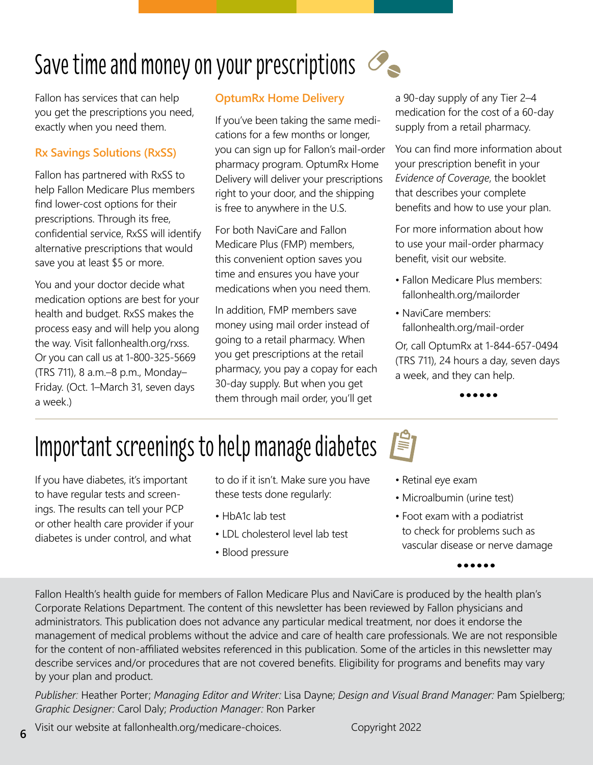# Save time and money on your prescriptions

Fallon has services that can help you get the prescriptions you need, exactly when you need them.

### Rx Savings Solutions (RxSS)

Fallon has partnered with RxSS to help Fallon Medicare Plus members find lower-cost options for their prescriptions. Through its free, confidential service, RxSS will identify alternative prescriptions that would save you at least $5 or more.

You and your doctor decide what medication options are best for your health and budget. RxSS makes the process easy and will help you along the way. Visit fallonhealth.org/rxss. Or you can call us at 1-800-325-5669 (TRS 711), 8 a.m.–8 p.m., Monday–Friday. (Oct. 1–March 31, seven days a week.)

### OptumRx Home Delivery

If you've been taking the same medications for a few months or longer, you can sign up for Fallon's mail-order pharmacy program. OptumRx Home Delivery will deliver your prescriptions right to your door, and the shipping is free to anywhere in the U.S.

For both NaviCare and Fallon Medicare Plus (FMP) members, this convenient option saves you time and ensures you have your medications when you need them.

In addition, FMP members save money using mail order instead of going to a retail pharmacy. When you get prescriptions at the retail pharmacy, you pay a copay for each 30-day supply. But when you get them through mail order, you'll get a 90-day supply of any Tier 2–4 medication for the cost of a 60-day supply from a retail pharmacy.

You can find more information about your prescription benefit in your *Evidence of Coverage*, the booklet that describes your complete benefits and how to use your plan.

For more information about how to use your mail-order pharmacy benefit, visit our website.

- Fallon Medicare Plus members: fallonhealth.org/mailorder
- NaviCare members: fallonhealth.org/mail-order

Or, call OptumRx at 1-844-657-0494 (TRS 711), 24 hours a day, seven days a week, and they can help.

# Important screenings to help manage diabetes

If you have diabetes, it's important to have regular tests and screenings. The results can tell your PCP or other health care provider if your diabetes is under control, and what to do if it isn't. Make sure you have these tests done regularly:

- HbA1c lab test
- LDL cholesterol level lab test
- Blood pressure
- Retinal eye exam
- Microalbumin (urine test)
- Foot exam with a podiatrist to check for problems such as vascular disease or nerve damage

Fallon Health's health guide for members of Fallon Medicare Plus and NaviCare is produced by the health plan's Corporate Relations Department. The content of this newsletter has been reviewed by Fallon physicians and administrators. This publication does not advance any particular medical treatment, nor does it endorse the management of medical problems without the advice and care of health care professionals. We are not responsible for the content of non-affiliated websites referenced in this publication. Some of the articles in this newsletter may describe services and/or procedures that are not covered benefits. Eligibility for programs and benefits may vary by your plan and product.

*Publisher:* Heather Porter; *Managing Editor and Writer:* Lisa Dayne; *Design and Visual Brand Manager:* Pam Spielberg; *Graphic Designer:* Carol Daly; *Production Manager:* Ron Parker

Visit our website at fallonhealth.org/medicare-choices. Copyright 2022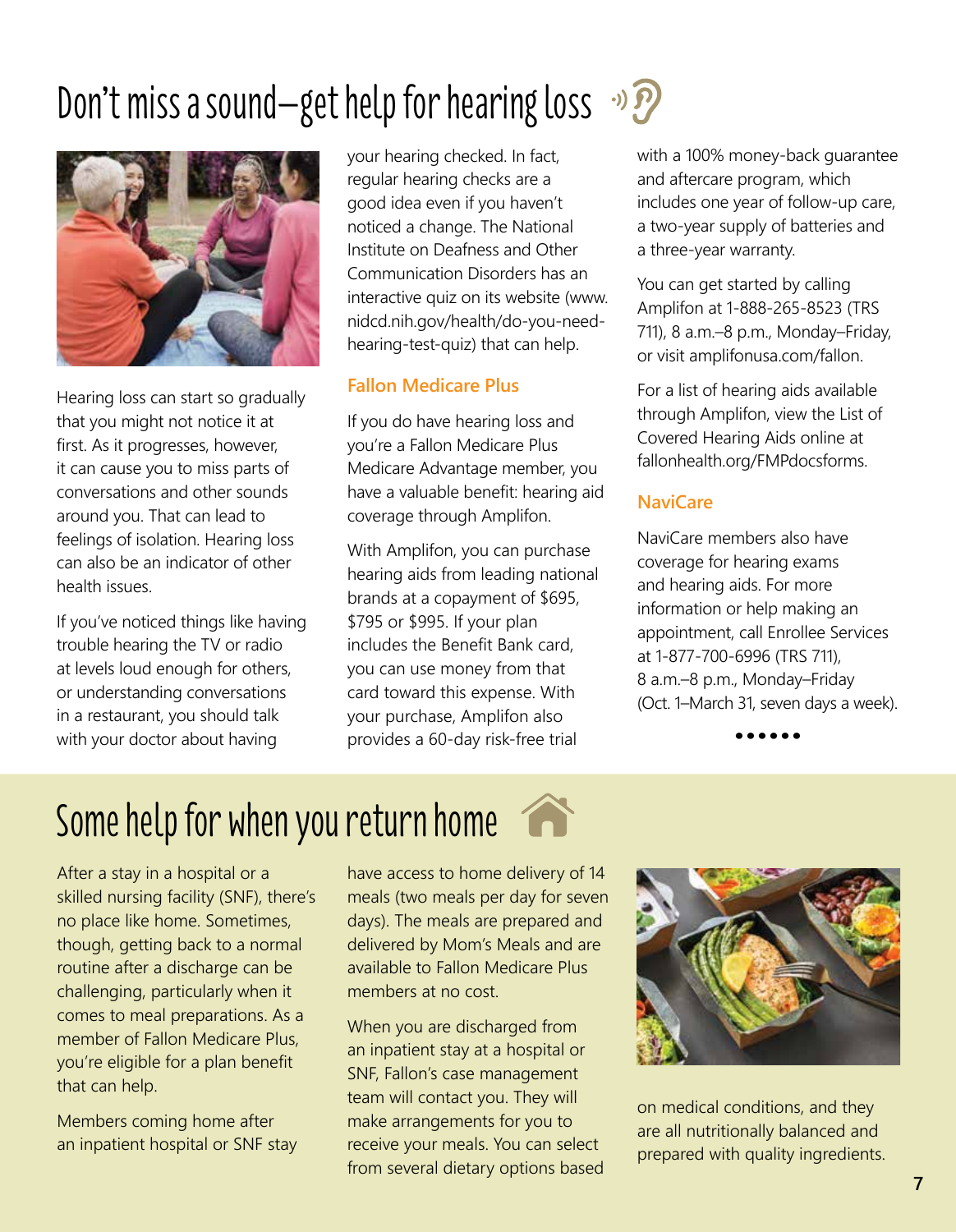# Don't miss a sound—get help for hearing loss

Hearing loss can start so gradually that you might not notice it at first. As it progresses, however, it can cause you to miss parts of conversations and other sounds around you. That can lead to feelings of isolation. Hearing loss can also be an indicator of other health issues.

If you've noticed things like having trouble hearing the TV or radio at levels loud enough for others, or understanding conversations in a restaurant, you should talk with your doctor about having your hearing checked. In fact, regular hearing checks are a good idea even if you haven't noticed a change. The National Institute on Deafness and Other Communication Disorders has an interactive quiz on its website (www.nidcd.nih.gov/health/do-you-need-hearing-test-quiz) that can help.

## Fallon Medicare Plus

If you do have hearing loss and you're a Fallon Medicare Plus Medicare Advantage member, you have a valuable benefit: hearing aid coverage through Amplifon.

With Amplifon, you can purchase hearing aids from leading national brands at a copayment of $695, $795 or $995. If your plan includes the Benefit Bank card, you can use money from that card toward this expense. With your purchase, Amplifon also provides a 60-day risk-free trial with a 100% money-back guarantee and aftercare program, which includes one year of follow-up care, a two-year supply of batteries and a three-year warranty.

You can get started by calling Amplifon at 1-888-265-8523 (TRS 711), 8 a.m.–8 p.m., Monday–Friday, or visit amplifonusa.com/fallon.

For a list of hearing aids available through Amplifon, view the List of Covered Hearing Aids online at fallonhealth.org/FMPdocsforms.

## NaviCare

NaviCare members also have coverage for hearing exams and hearing aids. For more information or help making an appointment, call Enrollee Services at 1-877-700-6996 (TRS 711), 8 a.m.–8 p.m., Monday–Friday (Oct. 1–March 31, seven days a week).

# Some help for when you return home

After a stay in a hospital or a skilled nursing facility (SNF), there's no place like home. Sometimes, though, getting back to a normal routine after a discharge can be challenging, particularly when it comes to meal preparations. As a member of Fallon Medicare Plus, you're eligible for a plan benefit that can help.

Members coming home after an inpatient hospital or SNF stay have access to home delivery of 14 meals (two meals per day for seven days). The meals are prepared and delivered by Mom's Meals and are available to Fallon Medicare Plus members at no cost.

When you are discharged from an inpatient stay at a hospital or SNF, Fallon's case management team will contact you. They will make arrangements for you to receive your meals. You can select from several dietary options based on medical conditions, and they are all nutritionally balanced and prepared with quality ingredients.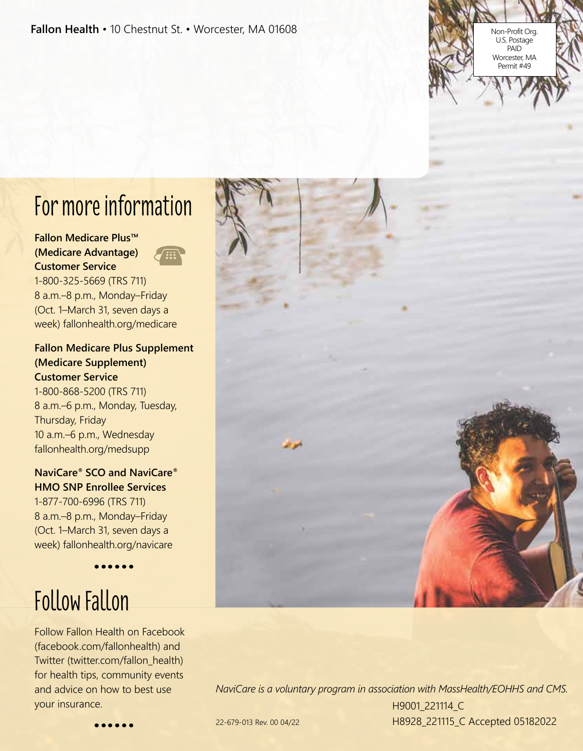**Fallon Health** • 10 Chestnut St. • Worcester, MA 01608

Non-Profit Org.
U.S. Postage
PAID
Worcester, MA
Permit #49

# For more information

**Fallon Medicare Plus™ (Medicare Advantage) Customer Service**
1-800-325-5669 (TRS 711)
8 a.m.–8 p.m., Monday–Friday
(Oct. 1–March 31, seven days a week) fallonhealth.org/medicare

**Fallon Medicare Plus Supplement (Medicare Supplement) Customer Service**
1-800-868-5200 (TRS 711)
8 a.m.–6 p.m., Monday, Tuesday, Thursday, Friday
10 a.m.–6 p.m., Wednesday
fallonhealth.org/medsupp

**NaviCare® SCO and NaviCare® HMO SNP Enrollee Services**
1-877-700-6996 (TRS 711)
8 a.m.–8 p.m., Monday–Friday
(Oct. 1–March 31, seven days a week) fallonhealth.org/navicare

# Follow Fallon

Follow Fallon Health on Facebook (facebook.com/fallonhealth) and Twitter (twitter.com/fallon_health) for health tips, community events and advice on how to best use your insurance.

*NaviCare is a voluntary program in association with MassHealth/EOHHS and CMS.*

H9001_221114_C
H8928_221115_C Accepted 05182022

22-679-013 Rev. 00 04/22